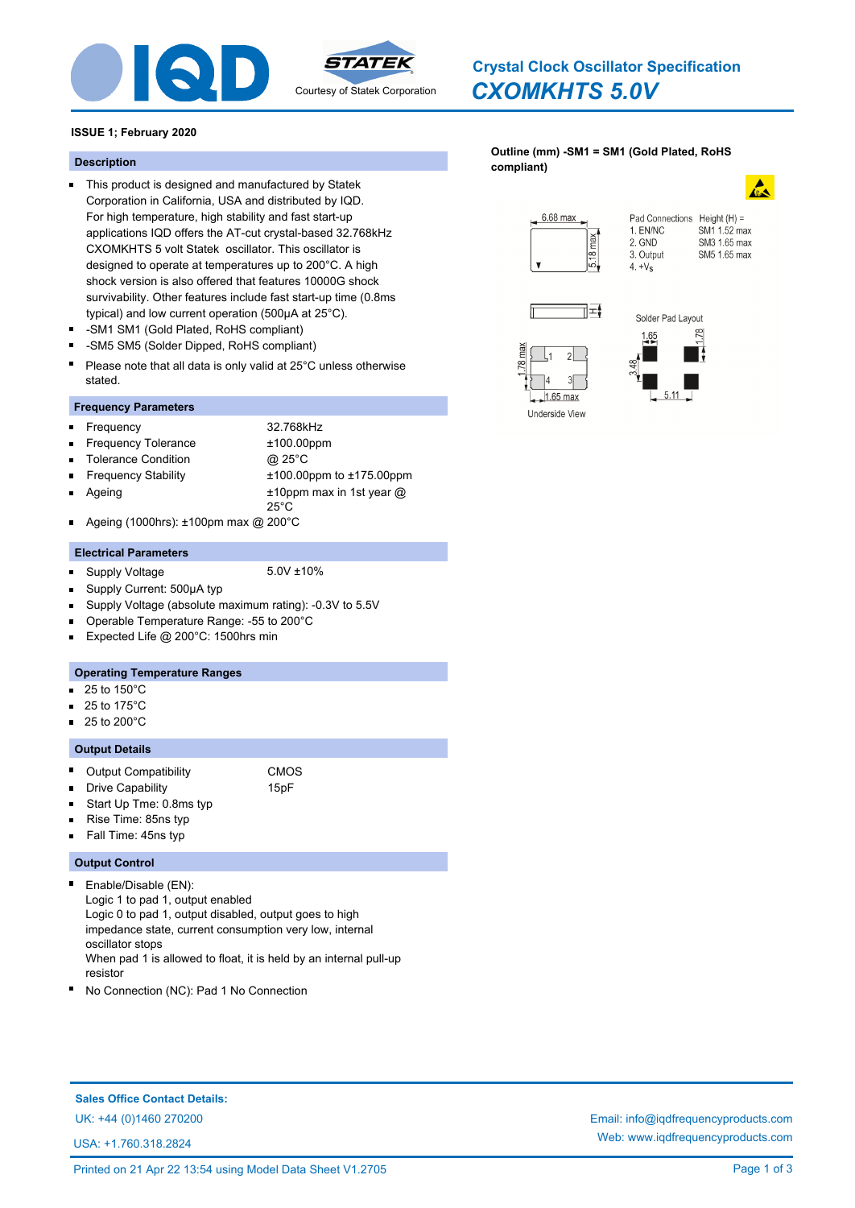# Crystal Clock Oscillator Specification

## *CXOMKHTS 5.0V*

**ISSUE 1; February 2020**

### Description

- This product is designed and manufactured by Statek Corporation in California, USA and distributed by IQD. For high temperature, high stability and fast start-up applications IQD offers the AT-cut crystal-based 32.768kHz CXOMKHTS 5 volt Statek oscillator. This oscillator is designed to operate at temperatures up to 200°C. A high shock version is also offered that features 10000G shock survivability. Other features include fast start-up time (0.8ms typical) and low current operation (500µA at 25°C).
- -SM1 SM1 (Gold Plated, RoHS compliant)
- -SM5 SM5 (Solder Dipped, RoHS compliant)
- Please note that all data is only valid at 25°C unless otherwise stated.

### Frequency Parameters

- Frequency: 32.768kHz
- Frequency Tolerance: ±100.00ppm
- Tolerance Condition: @ 25°C
- Frequency Stability: ±100.00ppm to ±175.00ppm
- Ageing: ±10ppm max in 1st year @ 25°C
- Ageing (1000hrs): ±100pm max @ 200°C

### Electrical Parameters

- Supply Voltage: 5.0V ±10%
- Supply Current: 500µA typ
- Supply Voltage (absolute maximum rating): -0.3V to 5.5V
- Operable Temperature Range: -55 to 200°C
- Expected Life @ 200°C: 1500hrs min

### Operating Temperature Ranges

- 25 to 150°C
- 25 to 175°C
- 25 to 200°C

### Output Details

- Output Compatibility: CMOS
- Drive Capability: 15pF
- Start Up Tme: 0.8ms typ
- Rise Time: 85ns typ
- Fall Time: 45ns typ

### Output Control

- Enable/Disable (EN):
  Logic 1 to pad 1, output enabled
  Logic 0 to pad 1, output disabled, output goes to high impedance state, current consumption very low, internal oscillator stops
  When pad 1 is allowed to float, it is held by an internal pull-up resistor
- No Connection (NC): Pad 1 No Connection

**Outline (mm) -SM1 = SM1 (Gold Plated, RoHS compliant)**

6.68 max; 5.18 max; H; 1.78 max; 1.65 max; Underside View

Pad Connections:
1. EN/NC
2. GND
3. Output
4. +Vs

Height (H) =
SM1 1.52 max
SM3 1.65 max
SM5 1.65 max

Solder Pad Layout: 1.65; 1.78; 3.48; 5.11

**Sales Office Contact Details:**

UK: +44 (0)1460 270200

USA: +1.760.318.2824

Email: info@iqdfrequencyproducts.com

Web: www.iqdfrequencyproducts.com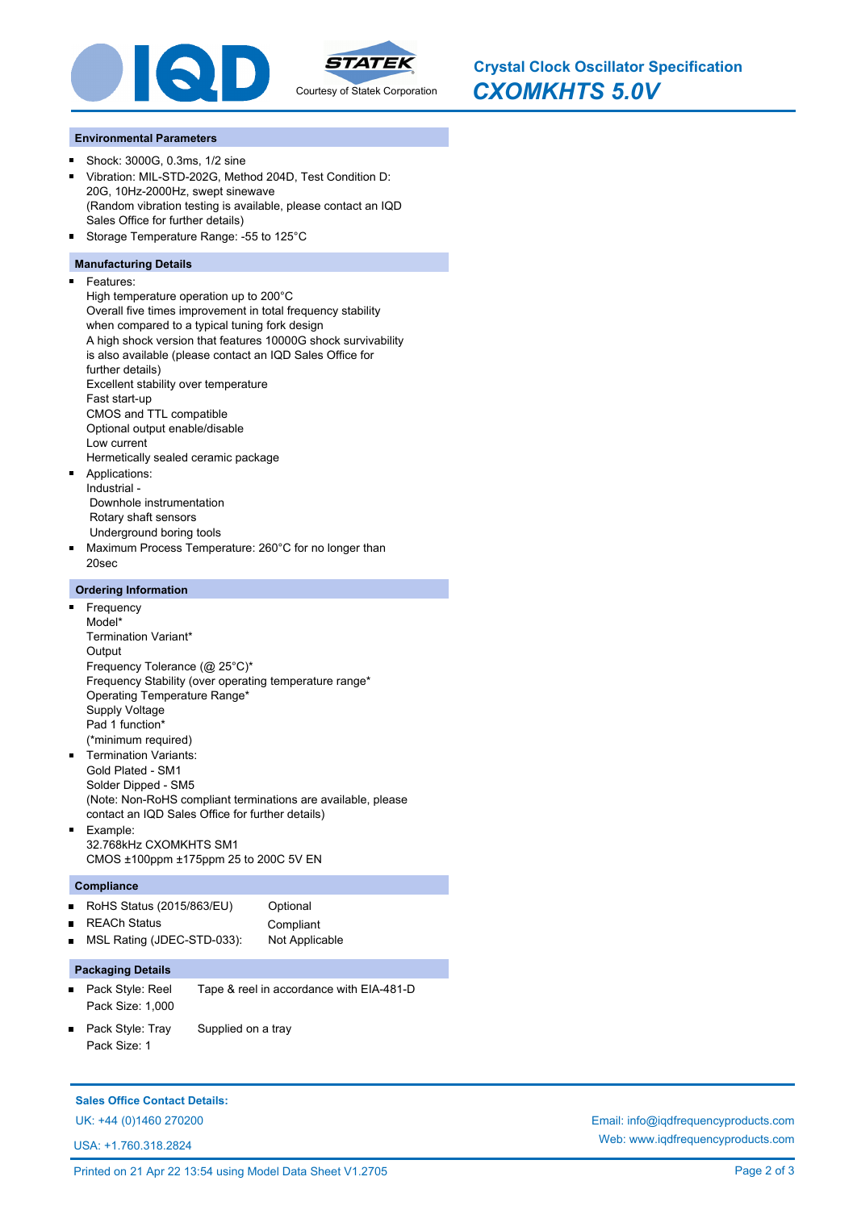## Environmental Parameters

- Shock: 3000G, 0.3ms, 1/2 sine
- Vibration: MIL-STD-202G, Method 204D, Test Condition D: 20G, 10Hz-2000Hz, swept sinewave (Random vibration testing is available, please contact an IQD Sales Office for further details)
- Storage Temperature Range: -55 to 125°C

## Manufacturing Details

- Features:
  High temperature operation up to 200°C
  Overall five times improvement in total frequency stability when compared to a typical tuning fork design
  A high shock version that features 10000G shock survivability is also available (please contact an IQD Sales Office for further details)
  Excellent stability over temperature
  Fast start-up
  CMOS and TTL compatible
  Optional output enable/disable
  Low current
  Hermetically sealed ceramic package
- Applications:
  Industrial -
  Downhole instrumentation
  Rotary shaft sensors
  Underground boring tools
- Maximum Process Temperature: 260°C for no longer than 20sec

## Ordering Information

- Frequency
  Model*
  Termination Variant*
  Output
  Frequency Tolerance (@ 25°C)*
  Frequency Stability (over operating temperature range*
  Operating Temperature Range*
  Supply Voltage
  Pad 1 function*
  (*minimum required)
- Termination Variants:
  Gold Plated - SM1
  Solder Dipped - SM5
  (Note: Non-RoHS compliant terminations are available, please contact an IQD Sales Office for further details)
- Example:
  32.768kHz CXOMKHTS SM1
  CMOS ±100ppm ±175ppm 25 to 200C 5V EN

## Compliance

- RoHS Status (2015/863/EU) — Optional
- REACh Status — Compliant
- MSL Rating (JDEC-STD-033): — Not Applicable

## Packaging Details

- Pack Style: Reel — Tape & reel in accordance with EIA-481-D
  Pack Size: 1,000
- Pack Style: Tray — Supplied on a tray
  Pack Size: 1

**Sales Office Contact Details:**

UK: +44 (0)1460 270200

USA: +1.760.318.2824

Email: info@iqdfrequencyproducts.com

Web: www.iqdfrequencyproducts.com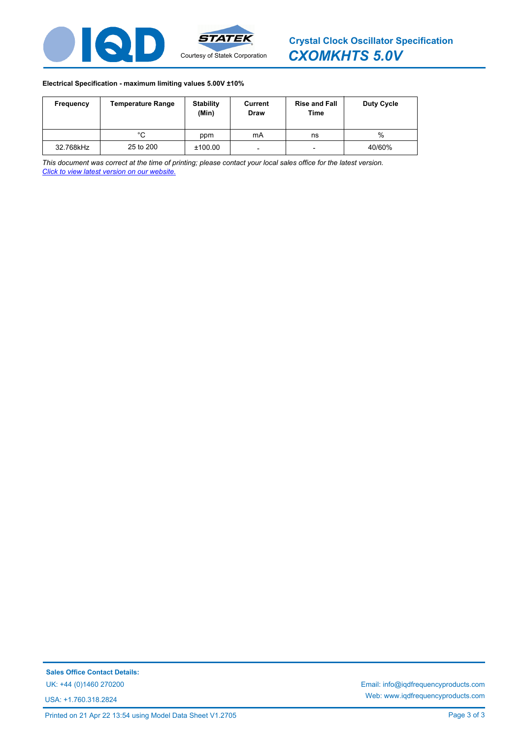**Crystal Clock Oscillator Specification**
***CXOMKHTS 5.0V***

**Electrical Specification - maximum limiting values 5.00V ±10%**

| Frequency | Temperature Range | Stability (Min) | Current Draw | Rise and Fall Time | Duty Cycle |
|---|---|---|---|---|---|
| | °C | ppm | mA | ns | % |
| 32.768kHz | 25 to 200 | ±100.00 | - | - | 40/60% |

*This document was correct at the time of printing; please contact your local sales office for the latest version.*
*Click to view latest version on our website.*

**Sales Office Contact Details:**

UK: +44 (0)1460 270200

USA: +1.760.318.2824

Email: info@iqdfrequencyproducts.com

Web: www.iqdfrequencyproducts.com

Printed on 21 Apr 22 13:54 using Model Data Sheet V1.2705